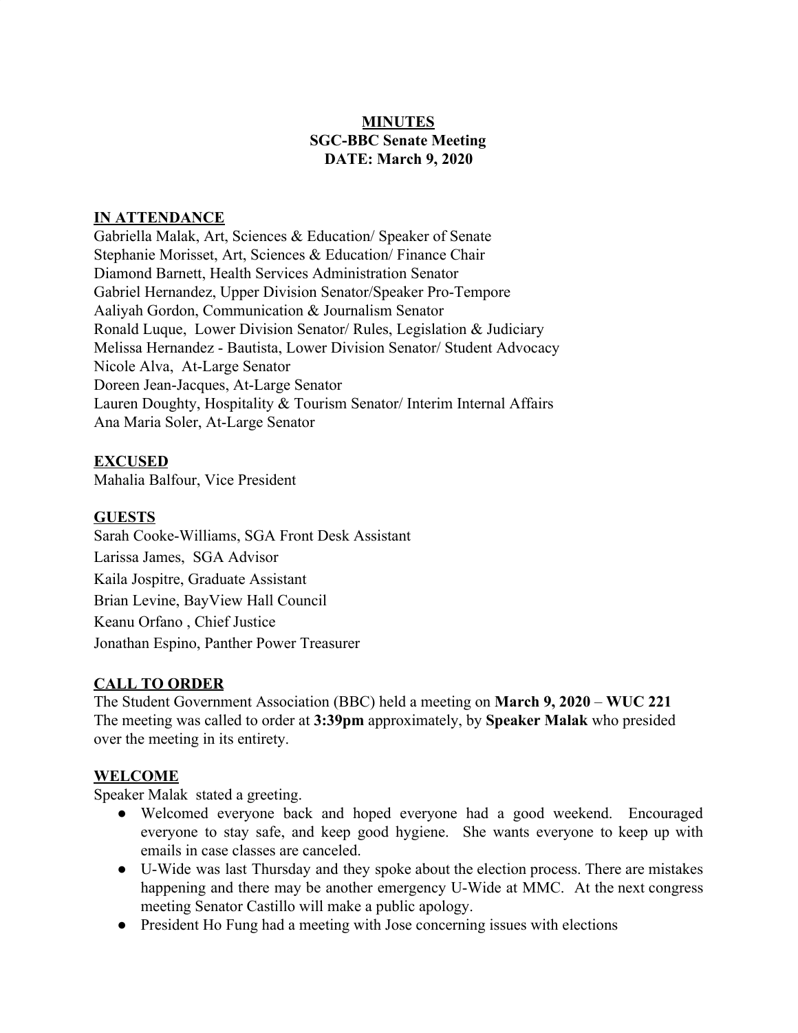**MINUTES**
**SGC-BBC Senate Meeting**
**DATE: March 9, 2020**

## IN ATTENDANCE

Gabriella Malak, Art, Sciences & Education/ Speaker of Senate
Stephanie Morisset, Art, Sciences & Education/ Finance Chair
Diamond Barnett, Health Services Administration Senator
Gabriel Hernandez, Upper Division Senator/Speaker Pro-Tempore
Aaliyah Gordon, Communication & Journalism Senator
Ronald Luque, Lower Division Senator/ Rules, Legislation & Judiciary
Melissa Hernandez - Bautista, Lower Division Senator/ Student Advocacy
Nicole Alva, At-Large Senator
Doreen Jean-Jacques, At-Large Senator
Lauren Doughty, Hospitality & Tourism Senator/ Interim Internal Affairs
Ana Maria Soler, At-Large Senator

## EXCUSED

Mahalia Balfour, Vice President

## GUESTS

Sarah Cooke-Williams, SGA Front Desk Assistant
Larissa James, SGA Advisor
Kaila Jospitre, Graduate Assistant
Brian Levine, BayView Hall Council
Keanu Orfano , Chief Justice
Jonathan Espino, Panther Power Treasurer

## CALL TO ORDER

The Student Government Association (BBC) held a meeting on **March 9, 2020** – **WUC 221**
The meeting was called to order at **3:39pm** approximately, by **Speaker Malak** who presided over the meeting in its entirety.

## WELCOME

Speaker Malak stated a greeting.

- Welcomed everyone back and hoped everyone had a good weekend. Encouraged everyone to stay safe, and keep good hygiene. She wants everyone to keep up with emails in case classes are canceled.
- U-Wide was last Thursday and they spoke about the election process. There are mistakes happening and there may be another emergency U-Wide at MMC. At the next congress meeting Senator Castillo will make a public apology.
- President Ho Fung had a meeting with Jose concerning issues with elections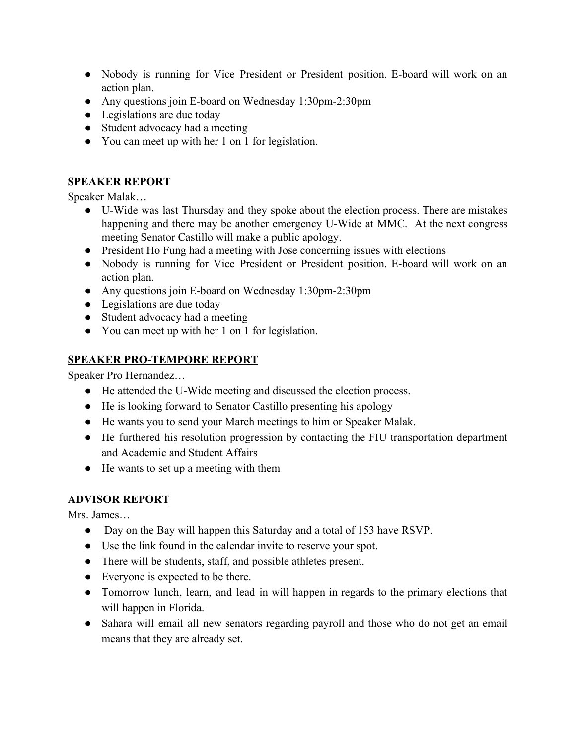- Nobody is running for Vice President or President position. E-board will work on an action plan.
- Any questions join E-board on Wednesday 1:30pm-2:30pm
- Legislations are due today
- Student advocacy had a meeting
- You can meet up with her 1 on 1 for legislation.

## SPEAKER REPORT

Speaker Malak…

- U-Wide was last Thursday and they spoke about the election process. There are mistakes happening and there may be another emergency U-Wide at MMC. At the next congress meeting Senator Castillo will make a public apology.
- President Ho Fung had a meeting with Jose concerning issues with elections
- Nobody is running for Vice President or President position. E-board will work on an action plan.
- Any questions join E-board on Wednesday 1:30pm-2:30pm
- Legislations are due today
- Student advocacy had a meeting
- You can meet up with her 1 on 1 for legislation.

## SPEAKER PRO-TEMPORE REPORT

Speaker Pro Hernandez…

- He attended the U-Wide meeting and discussed the election process.
- He is looking forward to Senator Castillo presenting his apology
- He wants you to send your March meetings to him or Speaker Malak.
- He furthered his resolution progression by contacting the FIU transportation department and Academic and Student Affairs
- He wants to set up a meeting with them

## ADVISOR REPORT

Mrs. James…

- Day on the Bay will happen this Saturday and a total of 153 have RSVP.
- Use the link found in the calendar invite to reserve your spot.
- There will be students, staff, and possible athletes present.
- Everyone is expected to be there.
- Tomorrow lunch, learn, and lead in will happen in regards to the primary elections that will happen in Florida.
- Sahara will email all new senators regarding payroll and those who do not get an email means that they are already set.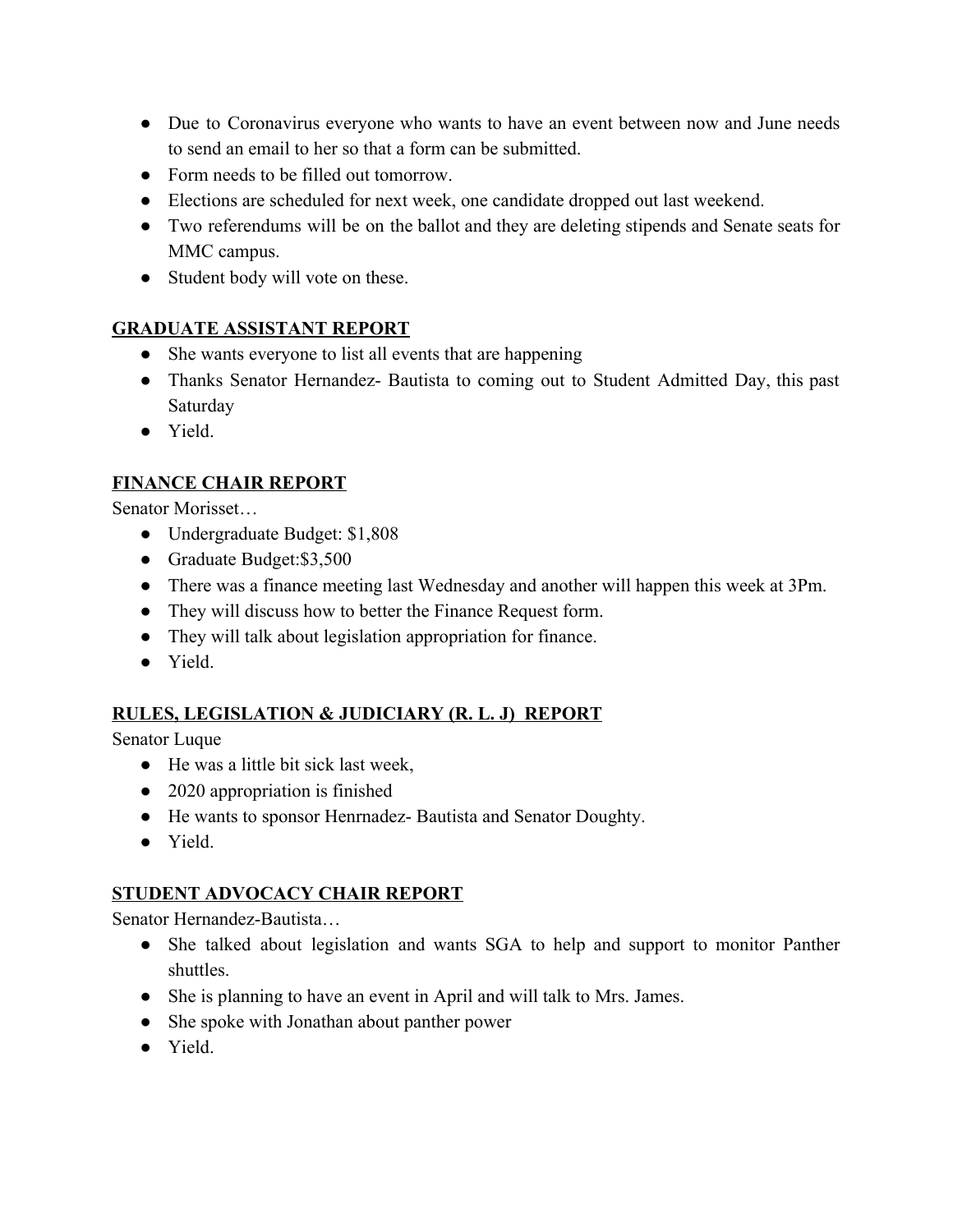- Due to Coronavirus everyone who wants to have an event between now and June needs to send an email to her so that a form can be submitted.
- Form needs to be filled out tomorrow.
- Elections are scheduled for next week, one candidate dropped out last weekend.
- Two referendums will be on the ballot and they are deleting stipends and Senate seats for MMC campus.
- Student body will vote on these.

## GRADUATE ASSISTANT REPORT

- She wants everyone to list all events that are happening
- Thanks Senator Hernandez- Bautista to coming out to Student Admitted Day, this past Saturday
- Yield.

## FINANCE CHAIR REPORT

Senator Morisset…

- Undergraduate Budget: $1,808
- Graduate Budget:$3,500
- There was a finance meeting last Wednesday and another will happen this week at 3Pm.
- They will discuss how to better the Finance Request form.
- They will talk about legislation appropriation for finance.
- Yield.

## RULES, LEGISLATION & JUDICIARY (R. L. J) REPORT

Senator Luque

- He was a little bit sick last week,
- 2020 appropriation is finished
- He wants to sponsor Henrnadez- Bautista and Senator Doughty.
- Yield.

## STUDENT ADVOCACY CHAIR REPORT

Senator Hernandez-Bautista…

- She talked about legislation and wants SGA to help and support to monitor Panther shuttles.
- She is planning to have an event in April and will talk to Mrs. James.
- She spoke with Jonathan about panther power
- Yield.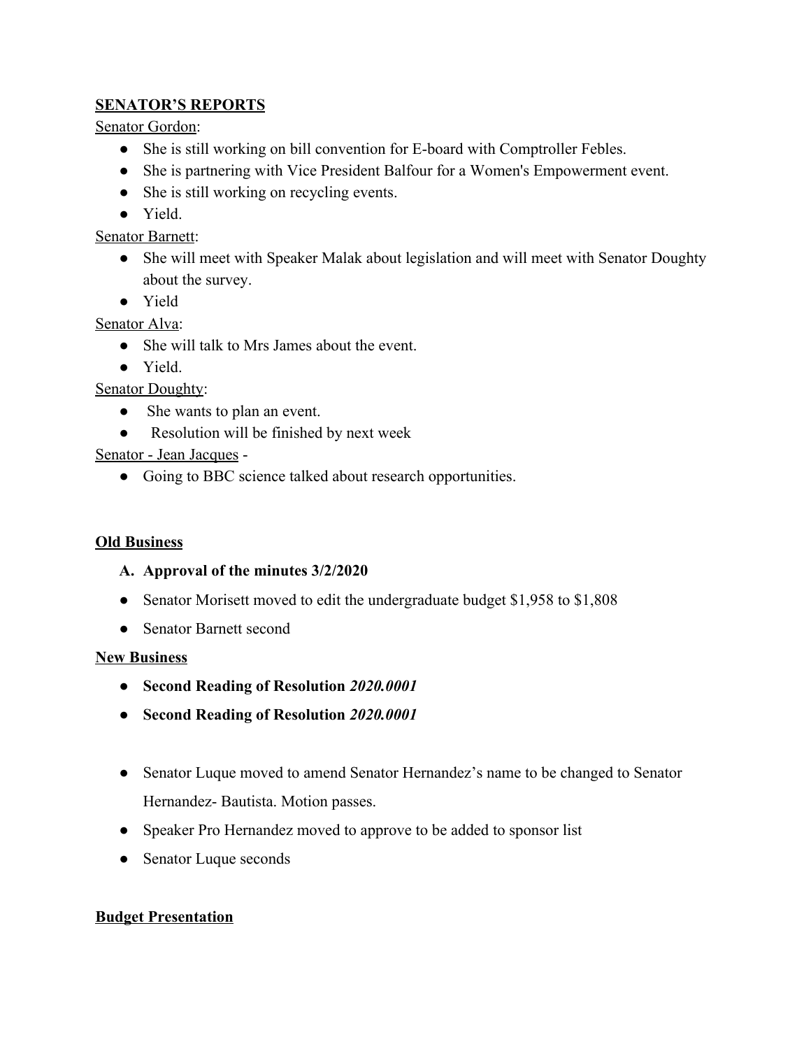**SENATOR'S REPORTS**

Senator Gordon:

- She is still working on bill convention for E-board with Comptroller Febles.
- She is partnering with Vice President Balfour for a Women's Empowerment event.
- She is still working on recycling events.
- Yield.

Senator Barnett:

- She will meet with Speaker Malak about legislation and will meet with Senator Doughty about the survey.
- Yield

Senator Alva:

- She will talk to Mrs James about the event.
- Yield.

Senator Doughty:

- She wants to plan an event.
- Resolution will be finished by next week

Senator - Jean Jacques -

- Going to BBC science talked about research opportunities.

**Old Business**

**A. Approval of the minutes 3/2/2020**

- Senator Morisett moved to edit the undergraduate budget $1,958 to $1,808
- Senator Barnett second

**New Business**

- **Second Reading of Resolution *2020.0001***
- **Second Reading of Resolution *2020.0001***

- Senator Luque moved to amend Senator Hernandez's name to be changed to Senator Hernandez- Bautista. Motion passes.
- Speaker Pro Hernandez moved to approve to be added to sponsor list
- Senator Luque seconds

**Budget Presentation**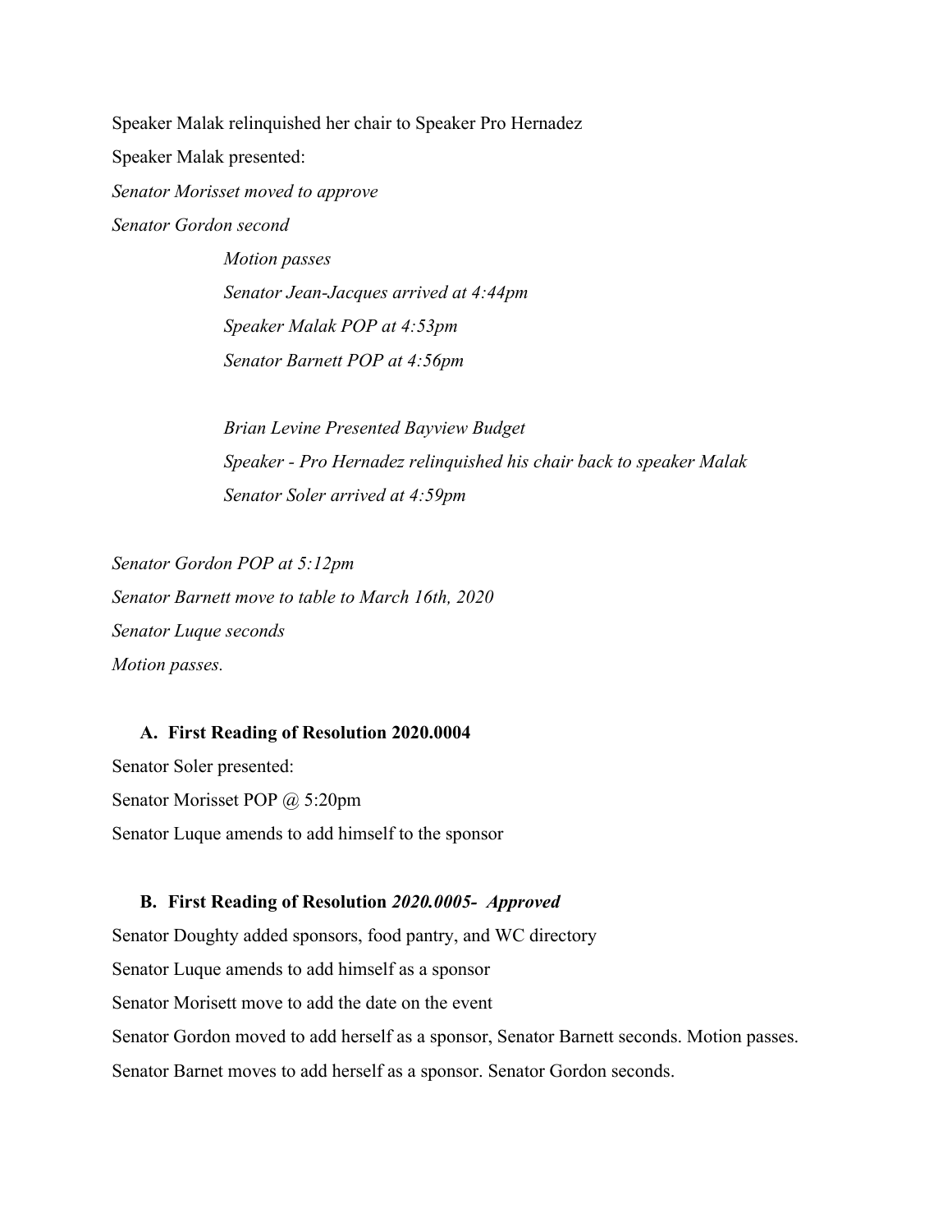Speaker Malak relinquished her chair to Speaker Pro Hernadez

Speaker Malak presented:

*Senator Morisset moved to approve*

*Senator Gordon second*

*Motion passes*

*Senator Jean-Jacques arrived at 4:44pm*

*Speaker Malak POP at 4:53pm*

*Senator Barnett POP at 4:56pm*

*Brian Levine Presented Bayview Budget*

*Speaker - Pro Hernadez relinquished his chair back to speaker Malak*

*Senator Soler arrived at 4:59pm*

*Senator Gordon POP at 5:12pm*

*Senator Barnett move to table to March 16th, 2020*

*Senator Luque seconds*

*Motion passes.*

**A. First Reading of Resolution 2020.0004**

Senator Soler presented:

Senator Morisset POP @ 5:20pm

Senator Luque amends to add himself to the sponsor

**B. First Reading of Resolution *2020.0005- Approved***

Senator Doughty added sponsors, food pantry, and WC directory

Senator Luque amends to add himself as a sponsor

Senator Morisett move to add the date on the event

Senator Gordon moved to add herself as a sponsor, Senator Barnett seconds. Motion passes.

Senator Barnet moves to add herself as a sponsor. Senator Gordon seconds.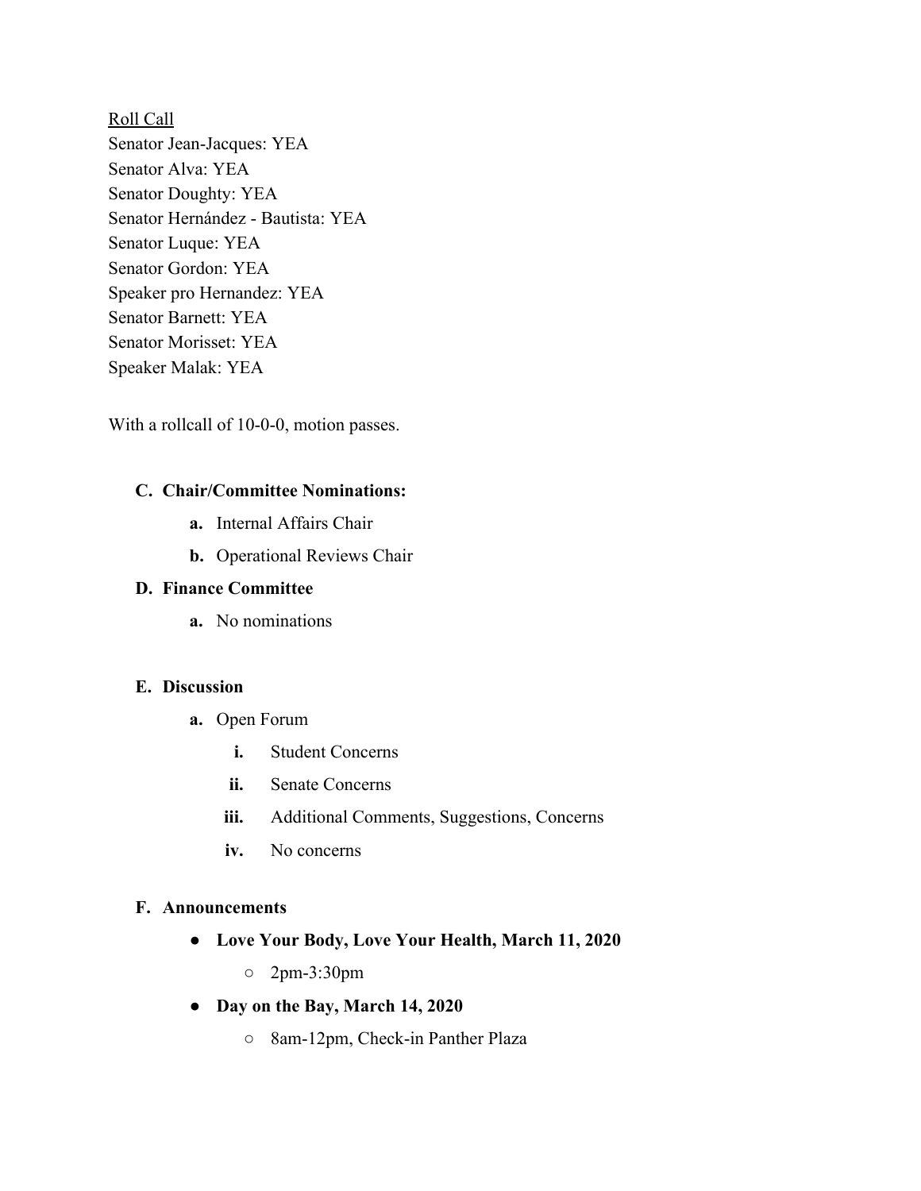<u>Roll Call</u>
Senator Jean-Jacques: YEA
Senator Alva: YEA
Senator Doughty: YEA
Senator Hernández - Bautista: YEA
Senator Luque: YEA
Senator Gordon: YEA
Speaker pro Hernandez: YEA
Senator Barnett: YEA
Senator Morisset: YEA
Speaker Malak: YEA

With a rollcall of 10-0-0, motion passes.

**C. Chair/Committee Nominations:**

- **a.** Internal Affairs Chair
- **b.** Operational Reviews Chair

**D. Finance Committee**

- **a.** No nominations

**E. Discussion**

- **a.** Open Forum
  - **i.** Student Concerns
  - **ii.** Senate Concerns
  - **iii.** Additional Comments, Suggestions, Concerns
  - **iv.** No concerns

**F. Announcements**

- **Love Your Body, Love Your Health, March 11, 2020**
  - 2pm-3:30pm
- **Day on the Bay, March 14, 2020**
  - 8am-12pm, Check-in Panther Plaza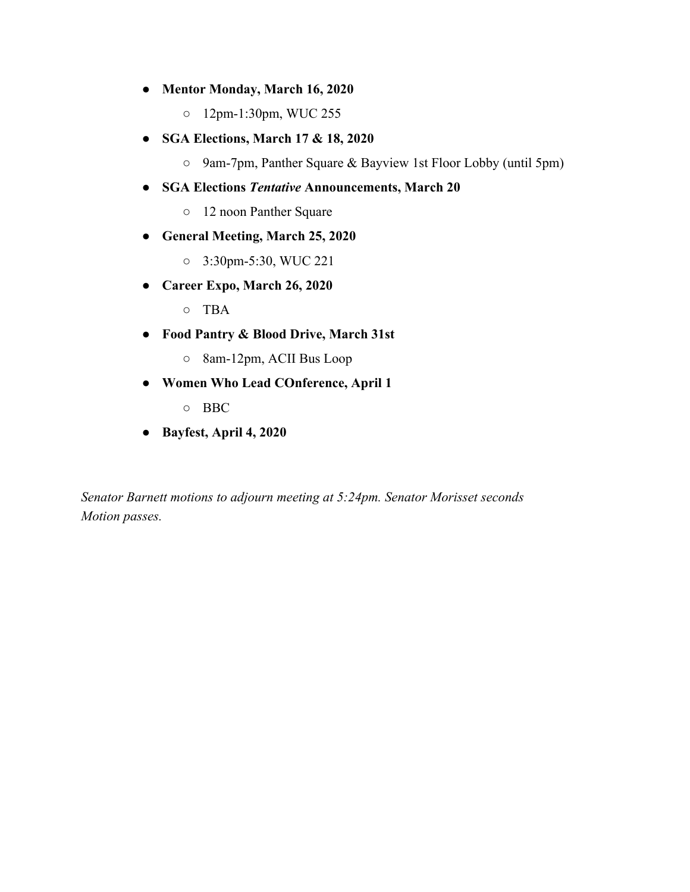- **Mentor Monday, March 16, 2020**
  - 12pm-1:30pm, WUC 255
- **SGA Elections, March 17 & 18, 2020**
  - 9am-7pm, Panther Square & Bayview 1st Floor Lobby (until 5pm)
- **SGA Elections *Tentative* Announcements, March 20**
  - 12 noon Panther Square
- **General Meeting, March 25, 2020**
  - 3:30pm-5:30, WUC 221
- **Career Expo, March 26, 2020**
  - TBA
- **Food Pantry & Blood Drive, March 31st**
  - 8am-12pm, ACII Bus Loop
- **Women Who Lead COnference, April 1**
  - BBC
- **Bayfest, April 4, 2020**

*Senator Barnett motions to adjourn meeting at 5:24pm. Senator Morisset seconds*
*Motion passes.*